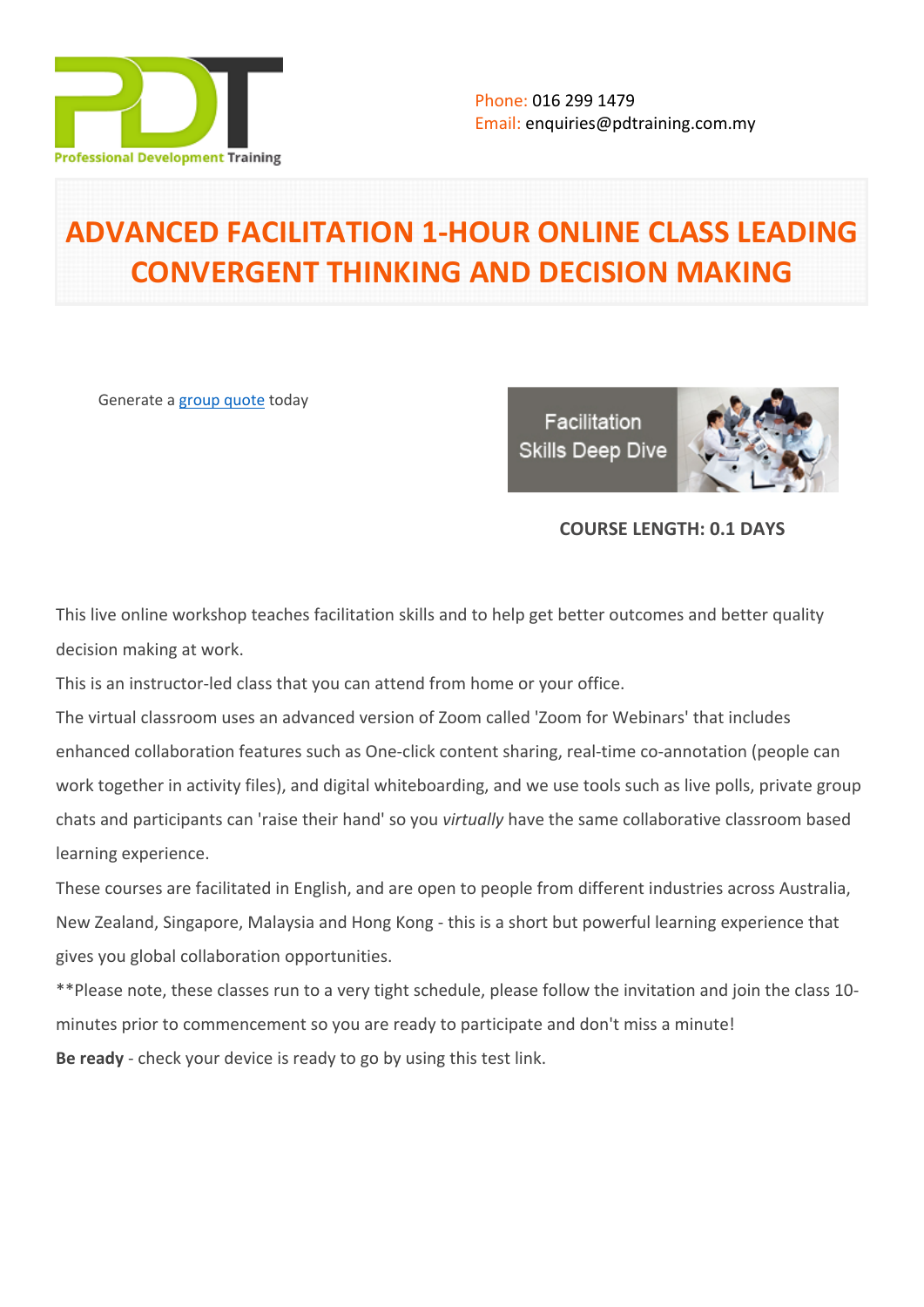Phone: 016 299 1479
Email: enquiries@pdtraining.com.my

# ADVANCED FACILITATION 1-HOUR ONLINE CLASS LEADING CONVERGENT THINKING AND DECISION MAKING

Generate a group quote today

Facilitation Skills Deep Dive

**COURSE LENGTH: 0.1 DAYS**

This live online workshop teaches facilitation skills and to help get better outcomes and better quality decision making at work.

This is an instructor-led class that you can attend from home or your office.

The virtual classroom uses an advanced version of Zoom called 'Zoom for Webinars' that includes enhanced collaboration features such as One-click content sharing, real-time co-annotation (people can work together in activity files), and digital whiteboarding, and we use tools such as live polls, private group chats and participants can 'raise their hand' so you *virtually* have the same collaborative classroom based learning experience.

These courses are facilitated in English, and are open to people from different industries across Australia, New Zealand, Singapore, Malaysia and Hong Kong - this is a short but powerful learning experience that gives you global collaboration opportunities.

**Please note, these classes run to a very tight schedule, please follow the invitation and join the class 10-minutes prior to commencement so you are ready to participate and don't miss a minute!

**Be ready** - check your device is ready to go by using this test link.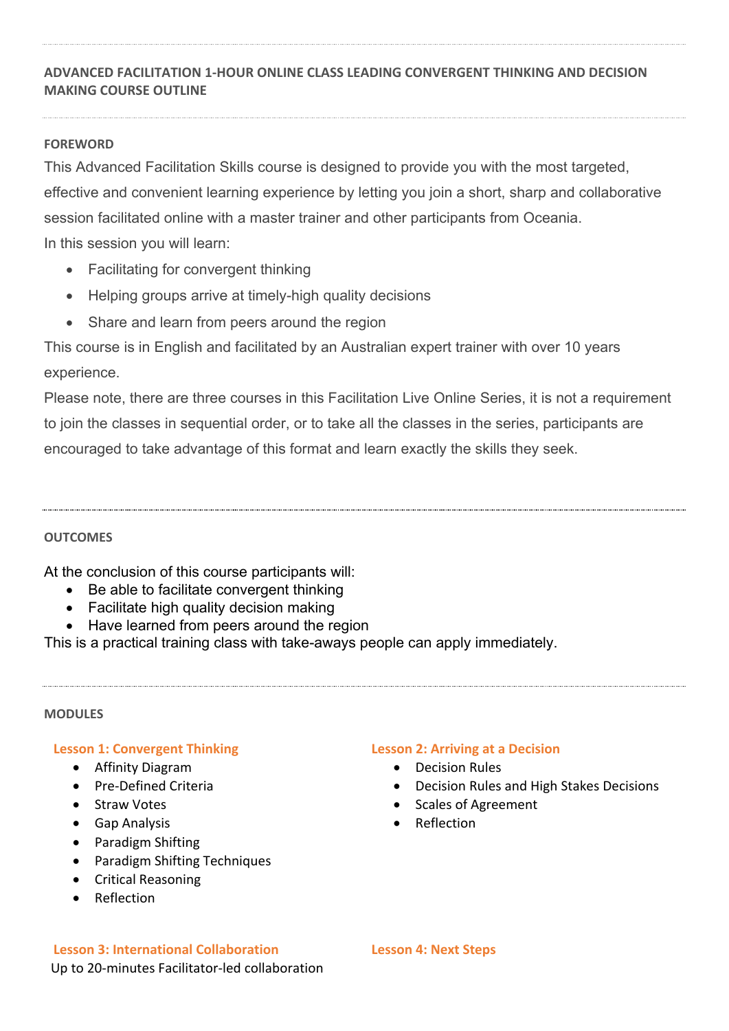## ADVANCED FACILITATION 1-HOUR ONLINE CLASS LEADING CONVERGENT THINKING AND DECISION MAKING COURSE OUTLINE

### FOREWORD

This Advanced Facilitation Skills course is designed to provide you with the most targeted, effective and convenient learning experience by letting you join a short, sharp and collaborative session facilitated online with a master trainer and other participants from Oceania.

In this session you will learn:

- Facilitating for convergent thinking
- Helping groups arrive at timely-high quality decisions
- Share and learn from peers around the region

This course is in English and facilitated by an Australian expert trainer with over 10 years experience.

Please note, there are three courses in this Facilitation Live Online Series, it is not a requirement to join the classes in sequential order, or to take all the classes in the series, participants are encouraged to take advantage of this format and learn exactly the skills they seek.

### OUTCOMES

At the conclusion of this course participants will:

- Be able to facilitate convergent thinking
- Facilitate high quality decision making
- Have learned from peers around the region

This is a practical training class with take-aways people can apply immediately.

### MODULES

#### Lesson 1: Convergent Thinking

- Affinity Diagram
- Pre-Defined Criteria
- Straw Votes
- Gap Analysis
- Paradigm Shifting
- Paradigm Shifting Techniques
- Critical Reasoning
- Reflection

#### Lesson 2: Arriving at a Decision

- Decision Rules
- Decision Rules and High Stakes Decisions
- Scales of Agreement
- Reflection

#### Lesson 3: International Collaboration

Up to 20-minutes Facilitator-led collaboration

#### Lesson 4: Next Steps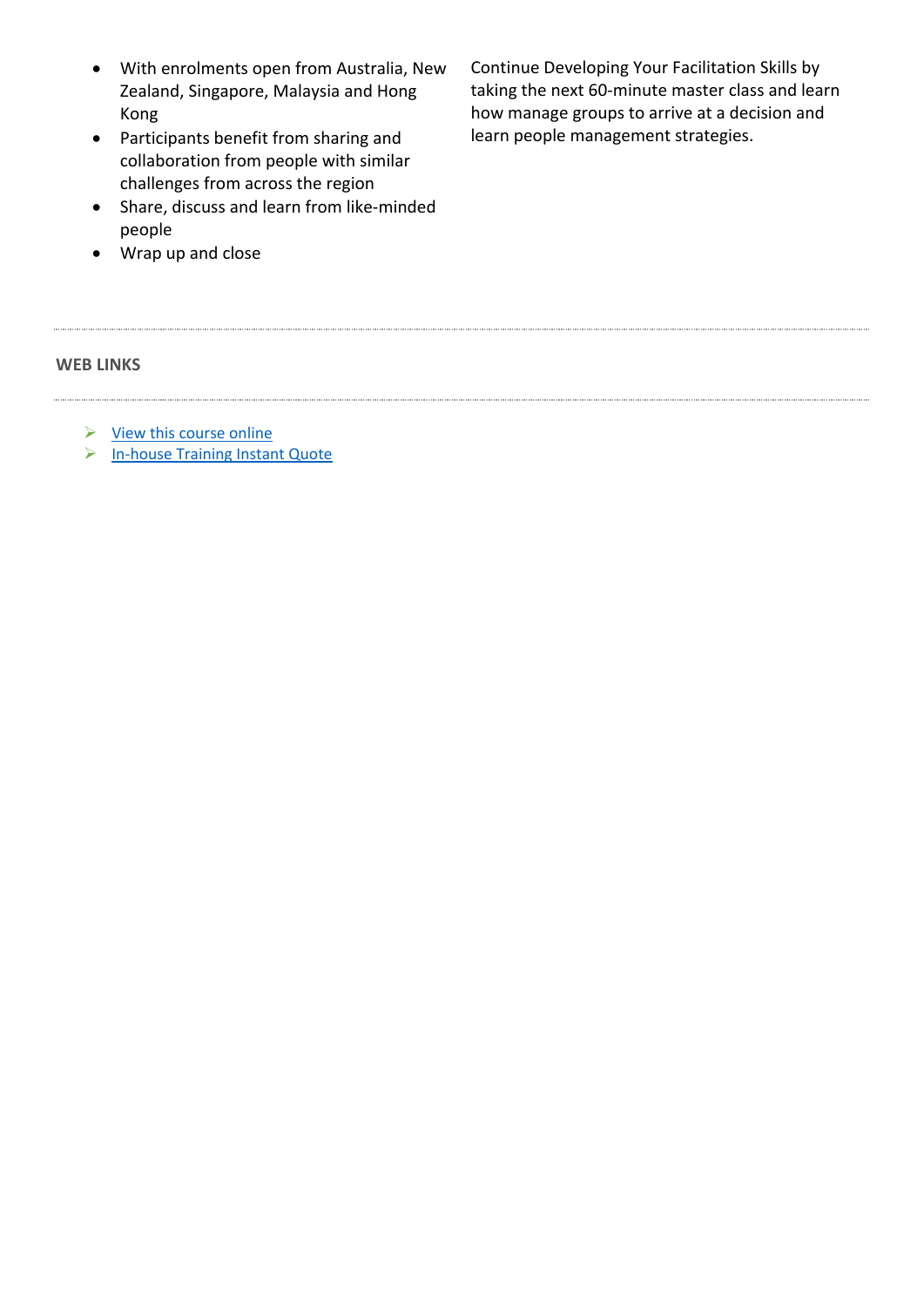- With enrolments open from Australia, New Zealand, Singapore, Malaysia and Hong Kong
- Participants benefit from sharing and collaboration from people with similar challenges from across the region
- Share, discuss and learn from like-minded people
- Wrap up and close

Continue Developing Your Facilitation Skills by taking the next 60-minute master class and learn how manage groups to arrive at a decision and learn people management strategies.

## WEB LINKS

- View this course online
- In-house Training Instant Quote